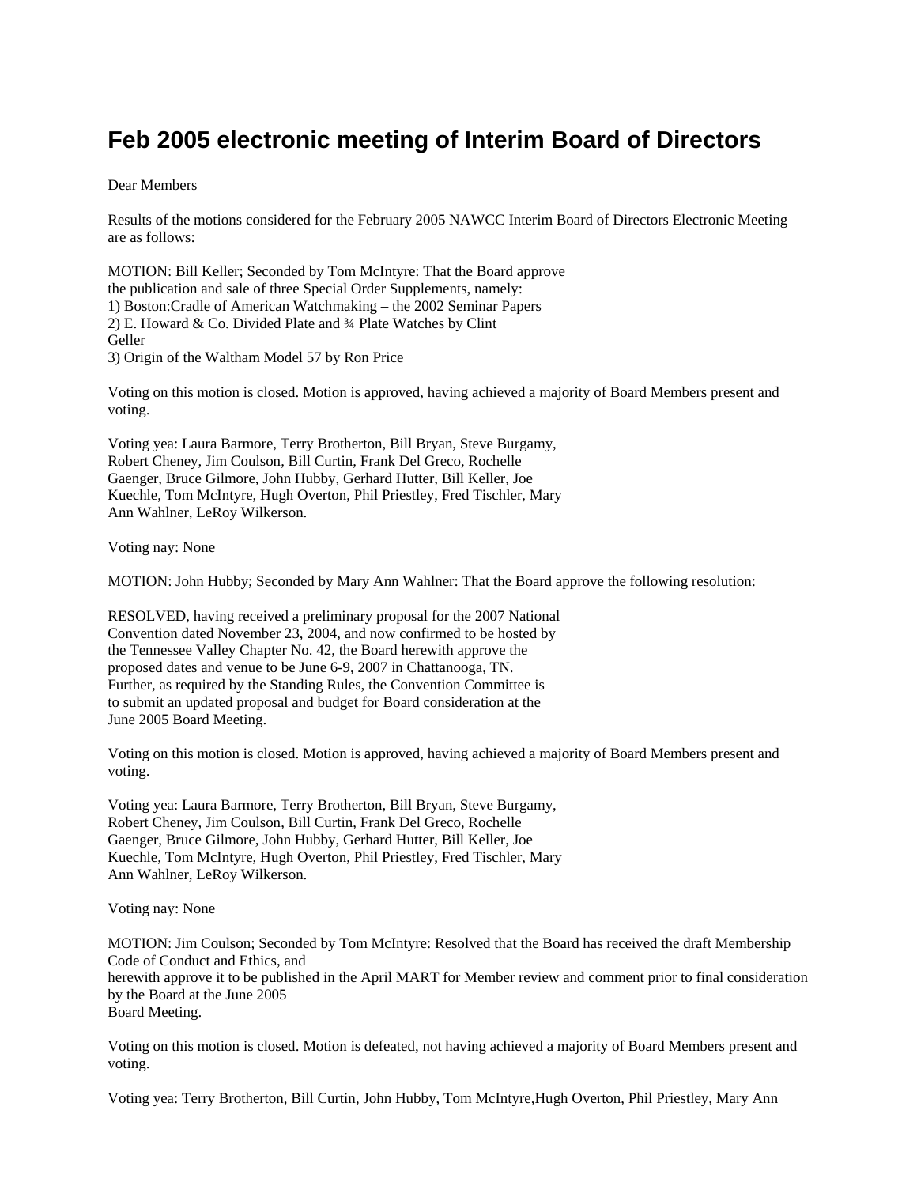# Feb 2005 electronic meeting of Interim Board of Directors

Dear Members

Results of the motions considered for the February 2005 NAWCC Interim Board of Directors Electronic Meeting are as follows:

MOTION: Bill Keller; Seconded by Tom McIntyre: That the Board approve the publication and sale of three Special Order Supplements, namely:
1) Boston:Cradle of American Watchmaking – the 2002 Seminar Papers
2) E. Howard & Co. Divided Plate and ¾ Plate Watches by Clint Geller
3) Origin of the Waltham Model 57 by Ron Price

Voting on this motion is closed. Motion is approved, having achieved a majority of Board Members present and voting.

Voting yea: Laura Barmore, Terry Brotherton, Bill Bryan, Steve Burgamy, Robert Cheney, Jim Coulson, Bill Curtin, Frank Del Greco, Rochelle Gaenger, Bruce Gilmore, John Hubby, Gerhard Hutter, Bill Keller, Joe Kuechle, Tom McIntyre, Hugh Overton, Phil Priestley, Fred Tischler, Mary Ann Wahlner, LeRoy Wilkerson.

Voting nay: None

MOTION: John Hubby; Seconded by Mary Ann Wahlner: That the Board approve the following resolution:

RESOLVED, having received a preliminary proposal for the 2007 National Convention dated November 23, 2004, and now confirmed to be hosted by the Tennessee Valley Chapter No. 42, the Board herewith approve the proposed dates and venue to be June 6-9, 2007 in Chattanooga, TN. Further, as required by the Standing Rules, the Convention Committee is to submit an updated proposal and budget for Board consideration at the June 2005 Board Meeting.

Voting on this motion is closed. Motion is approved, having achieved a majority of Board Members present and voting.

Voting yea: Laura Barmore, Terry Brotherton, Bill Bryan, Steve Burgamy, Robert Cheney, Jim Coulson, Bill Curtin, Frank Del Greco, Rochelle Gaenger, Bruce Gilmore, John Hubby, Gerhard Hutter, Bill Keller, Joe Kuechle, Tom McIntyre, Hugh Overton, Phil Priestley, Fred Tischler, Mary Ann Wahlner, LeRoy Wilkerson.

Voting nay: None

MOTION: Jim Coulson; Seconded by Tom McIntyre: Resolved that the Board has received the draft Membership Code of Conduct and Ethics, and herewith approve it to be published in the April MART for Member review and comment prior to final consideration by the Board at the June 2005 Board Meeting.

Voting on this motion is closed. Motion is defeated, not having achieved a majority of Board Members present and voting.

Voting yea: Terry Brotherton, Bill Curtin, John Hubby, Tom McIntyre,Hugh Overton, Phil Priestley, Mary Ann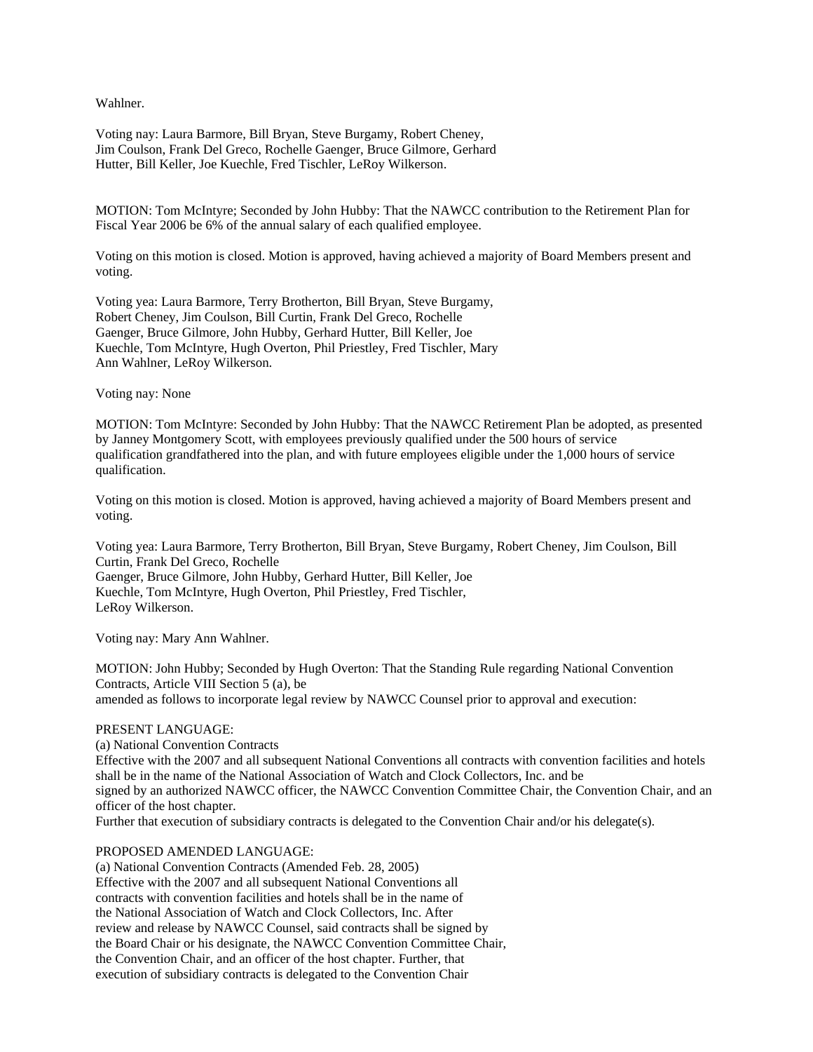Wahlner.

Voting nay: Laura Barmore, Bill Bryan, Steve Burgamy, Robert Cheney, Jim Coulson, Frank Del Greco, Rochelle Gaenger, Bruce Gilmore, Gerhard Hutter, Bill Keller, Joe Kuechle, Fred Tischler, LeRoy Wilkerson.

MOTION: Tom McIntyre; Seconded by John Hubby: That the NAWCC contribution to the Retirement Plan for Fiscal Year 2006 be 6% of the annual salary of each qualified employee.

Voting on this motion is closed. Motion is approved, having achieved a majority of Board Members present and voting.

Voting yea: Laura Barmore, Terry Brotherton, Bill Bryan, Steve Burgamy, Robert Cheney, Jim Coulson, Bill Curtin, Frank Del Greco, Rochelle Gaenger, Bruce Gilmore, John Hubby, Gerhard Hutter, Bill Keller, Joe Kuechle, Tom McIntyre, Hugh Overton, Phil Priestley, Fred Tischler, Mary Ann Wahlner, LeRoy Wilkerson.

Voting nay: None

MOTION: Tom McIntyre: Seconded by John Hubby: That the NAWCC Retirement Plan be adopted, as presented by Janney Montgomery Scott, with employees previously qualified under the 500 hours of service qualification grandfathered into the plan, and with future employees eligible under the 1,000 hours of service qualification.

Voting on this motion is closed. Motion is approved, having achieved a majority of Board Members present and voting.

Voting yea: Laura Barmore, Terry Brotherton, Bill Bryan, Steve Burgamy, Robert Cheney, Jim Coulson, Bill Curtin, Frank Del Greco, Rochelle Gaenger, Bruce Gilmore, John Hubby, Gerhard Hutter, Bill Keller, Joe Kuechle, Tom McIntyre, Hugh Overton, Phil Priestley, Fred Tischler, LeRoy Wilkerson.

Voting nay: Mary Ann Wahlner.

MOTION: John Hubby; Seconded by Hugh Overton: That the Standing Rule regarding National Convention Contracts, Article VIII Section 5 (a), be amended as follows to incorporate legal review by NAWCC Counsel prior to approval and execution:

PRESENT LANGUAGE:
(a) National Convention Contracts
Effective with the 2007 and all subsequent National Conventions all contracts with convention facilities and hotels shall be in the name of the National Association of Watch and Clock Collectors, Inc. and be signed by an authorized NAWCC officer, the NAWCC Convention Committee Chair, the Convention Chair, and an officer of the host chapter.
Further that execution of subsidiary contracts is delegated to the Convention Chair and/or his delegate(s).

PROPOSED AMENDED LANGUAGE:
(a) National Convention Contracts (Amended Feb. 28, 2005)
Effective with the 2007 and all subsequent National Conventions all contracts with convention facilities and hotels shall be in the name of the National Association of Watch and Clock Collectors, Inc. After review and release by NAWCC Counsel, said contracts shall be signed by the Board Chair or his designate, the NAWCC Convention Committee Chair, the Convention Chair, and an officer of the host chapter. Further, that execution of subsidiary contracts is delegated to the Convention Chair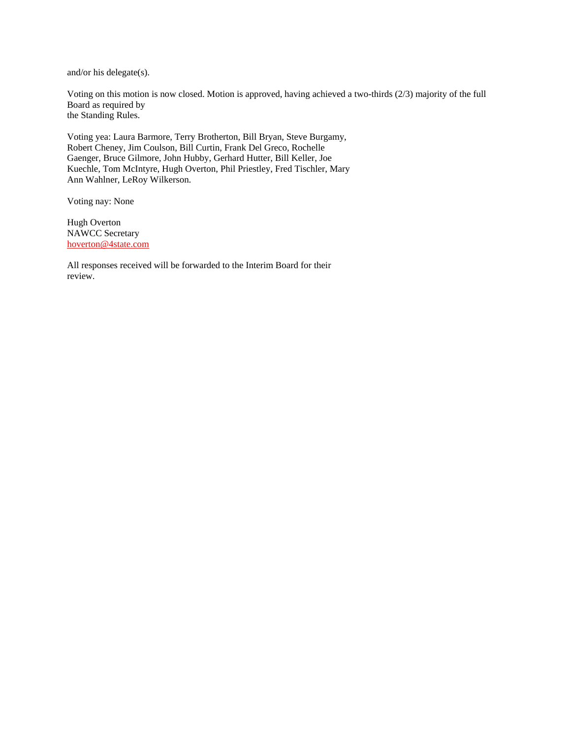and/or his delegate(s).

Voting on this motion is now closed. Motion is approved, having achieved a two-thirds (2/3) majority of the full Board as required by
the Standing Rules.

Voting yea: Laura Barmore, Terry Brotherton, Bill Bryan, Steve Burgamy, Robert Cheney, Jim Coulson, Bill Curtin, Frank Del Greco, Rochelle Gaenger, Bruce Gilmore, John Hubby, Gerhard Hutter, Bill Keller, Joe Kuechle, Tom McIntyre, Hugh Overton, Phil Priestley, Fred Tischler, Mary Ann Wahlner, LeRoy Wilkerson.

Voting nay: None

Hugh Overton
NAWCC Secretary
hoverton@4state.com

All responses received will be forwarded to the Interim Board for their review.